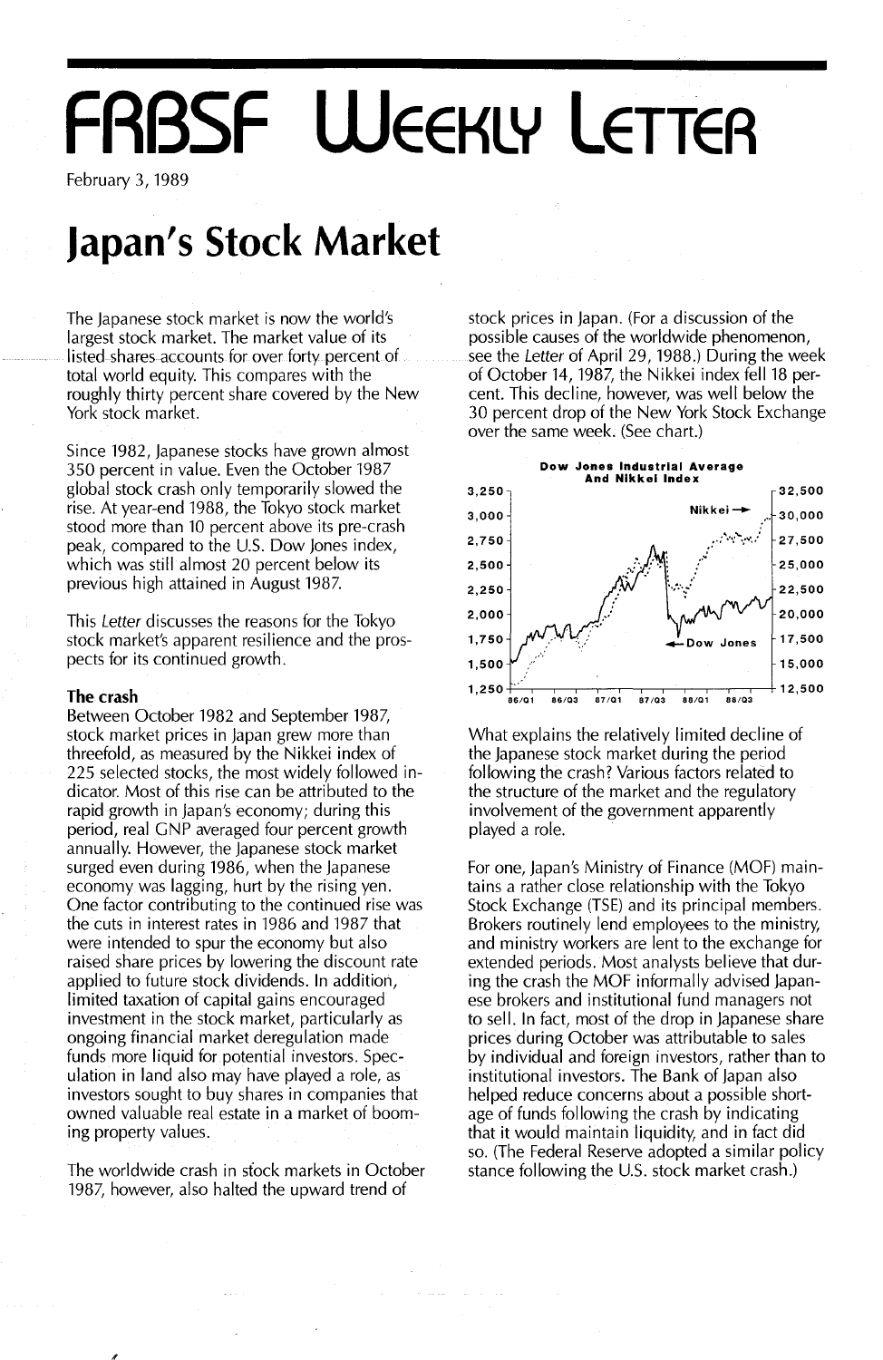# FRBSF Weekly Letter

February 3, 1989

# Japan's Stock Market

The Japanese stock market is now the world's largest stock market. The market value of its listed shares accounts for over forty percent of total world equity. This compares with the roughly thirty percent share covered by the New York stock market.

Since 1982, Japanese stocks have grown almost 350 percent in value. Even the October 1987 global stock crash only temporarily slowed the rise. At year-end 1988, the Tokyo stock market stood more than 10 percent above its pre-crash peak, compared to the U.S. Dow Jones index, which was still almost 20 percent below its previous high attained in August 1987.

This *Letter* discusses the reasons for the Tokyo stock market's apparent resilience and the prospects for its continued growth.

## The crash

Between October 1982 and September 1987, stock market prices in Japan grew more than threefold, as measured by the Nikkei index of 225 selected stocks, the most widely followed indicator. Most of this rise can be attributed to the rapid growth in Japan's economy; during this period, real GNP averaged four percent growth annually. However, the Japanese stock market surged even during 1986, when the Japanese economy was lagging, hurt by the rising yen. One factor contributing to the continued rise was the cuts in interest rates in 1986 and 1987 that were intended to spur the economy but also raised share prices by lowering the discount rate applied to future stock dividends. In addition, limited taxation of capital gains encouraged investment in the stock market, particularly as ongoing financial market deregulation made funds more liquid for potential investors. Speculation in land also may have played a role, as investors sought to buy shares in companies that owned valuable real estate in a market of booming property values.

The worldwide crash in stock markets in October 1987, however, also halted the upward trend of stock prices in Japan. (For a discussion of the possible causes of the worldwide phenomenon, see the *Letter* of April 29, 1988.) During the week of October 14, 1987, the Nikkei index fell 18 percent. This decline, however, was well below the 30 percent drop of the New York Stock Exchange over the same week. (See chart.)

Dow Jones Industrial Average And Nikkei Index

3,250
3,000
2,750
2,500
2,250
2,000
1,750
1,500
1,250

32,500
30,000
27,500
25,000
22,500
20,000
17,500
15,000
12,500

Nikkei
Dow Jones

86/Q1 86/Q3 87/Q1 87/Q3 88/Q1 88/Q3

What explains the relatively limited decline of the Japanese stock market during the period following the crash? Various factors related to the structure of the market and the regulatory involvement of the government apparently played a role.

For one, Japan's Ministry of Finance (MOF) maintains a rather close relationship with the Tokyo Stock Exchange (TSE) and its principal members. Brokers routinely lend employees to the ministry, and ministry workers are lent to the exchange for extended periods. Most analysts believe that during the crash the MOF informally advised Japanese brokers and institutional fund managers not to sell. In fact, most of the drop in Japanese share prices during October was attributable to sales by individual and foreign investors, rather than to institutional investors. The Bank of Japan also helped reduce concerns about a possible shortage of funds following the crash by indicating that it would maintain liquidity, and in fact did so. (The Federal Reserve adopted a similar policy stance following the U.S. stock market crash.)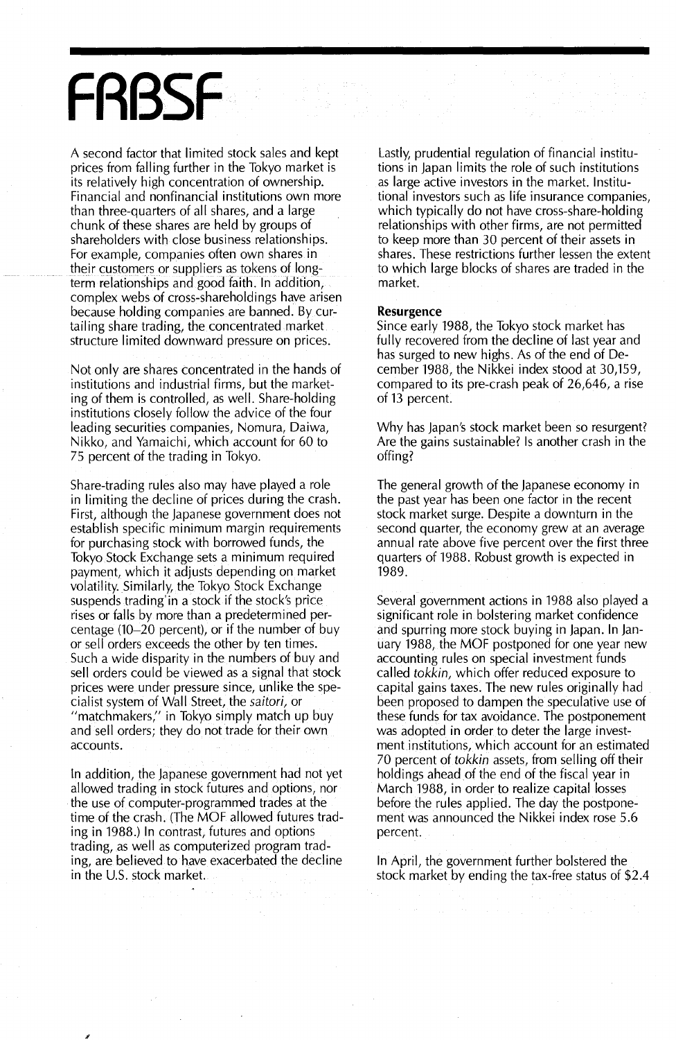A second factor that limited stock sales and kept prices from falling further in the Tokyo market is its relatively high concentration of ownership. Financial and nonfinancial institutions own more than three-quarters of all shares, and a large chunk of these shares are held by groups of shareholders with close business relationships. For example, companies often own shares in their customers or suppliers as tokens of long-term relationships and good faith. In addition, complex webs of cross-shareholdings have arisen because holding companies are banned. By curtailing share trading, the concentrated market structure limited downward pressure on prices.

Not only are shares concentrated in the hands of institutions and industrial firms, but the marketing of them is controlled, as well. Share-holding institutions closely follow the advice of the four leading securities companies, Nomura, Daiwa, Nikko, and Yamaichi, which account for 60 to 75 percent of the trading in Tokyo.

Share-trading rules also may have played a role in limiting the decline of prices during the crash. First, although the Japanese government does not establish specific minimum margin requirements for purchasing stock with borrowed funds, the Tokyo Stock Exchange sets a minimum required payment, which it adjusts depending on market volatility. Similarly, the Tokyo Stock Exchange suspends trading in a stock if the stock's price rises or falls by more than a predetermined percentage (10–20 percent), or if the number of buy or sell orders exceeds the other by ten times. Such a wide disparity in the numbers of buy and sell orders could be viewed as a signal that stock prices were under pressure since, unlike the specialist system of Wall Street, the *saitori*, or "matchmakers," in Tokyo simply match up buy and sell orders; they do not trade for their own accounts.

In addition, the Japanese government had not yet allowed trading in stock futures and options, nor the use of computer-programmed trades at the time of the crash. (The MOF allowed futures trading in 1988.) In contrast, futures and options trading, as well as computerized program trading, are believed to have exacerbated the decline in the U.S. stock market.

Lastly, prudential regulation of financial institutions in Japan limits the role of such institutions as large active investors in the market. Institutional investors such as life insurance companies, which typically do not have cross-share-holding relationships with other firms, are not permitted to keep more than 30 percent of their assets in shares. These restrictions further lessen the extent to which large blocks of shares are traded in the market.

**Resurgence**

Since early 1988, the Tokyo stock market has fully recovered from the decline of last year and has surged to new highs. As of the end of December 1988, the Nikkei index stood at 30,159, compared to its pre-crash peak of 26,646, a rise of 13 percent.

Why has Japan's stock market been so resurgent? Are the gains sustainable? Is another crash in the offing?

The general growth of the Japanese economy in the past year has been one factor in the recent stock market surge. Despite a downturn in the second quarter, the economy grew at an average annual rate above five percent over the first three quarters of 1988. Robust growth is expected in 1989.

Several government actions in 1988 also played a significant role in bolstering market confidence and spurring more stock buying in Japan. In January 1988, the MOF postponed for one year new accounting rules on special investment funds called *tokkin*, which offer reduced exposure to capital gains taxes. The new rules originally had been proposed to dampen the speculative use of these funds for tax avoidance. The postponement was adopted in order to deter the large investment institutions, which account for an estimated 70 percent of *tokkin* assets, from selling off their holdings ahead of the end of the fiscal year in March 1988, in order to realize capital losses before the rules applied. The day the postponement was announced the Nikkei index rose 5.6 percent.

In April, the government further bolstered the stock market by ending the tax-free status of $2.4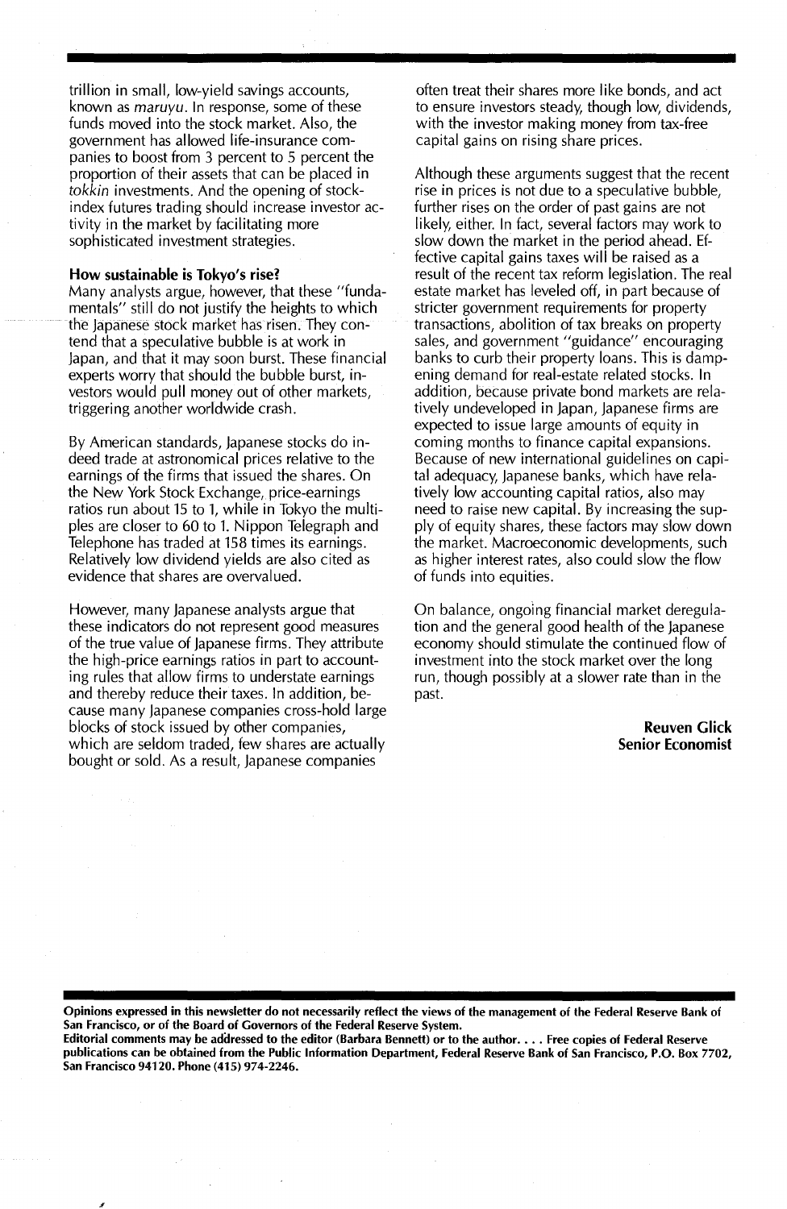trillion in small, low-yield savings accounts, known as *maruyu*. In response, some of these funds moved into the stock market. Also, the government has allowed life-insurance companies to boost from 3 percent to 5 percent the proportion of their assets that can be placed in *tokkin* investments. And the opening of stock-index futures trading should increase investor activity in the market by facilitating more sophisticated investment strategies.

**How sustainable is Tokyo's rise?**

Many analysts argue, however, that these "fundamentals" still do not justify the heights to which the Japanese stock market has risen. They contend that a speculative bubble is at work in Japan, and that it may soon burst. These financial experts worry that should the bubble burst, investors would pull money out of other markets, triggering another worldwide crash.

By American standards, Japanese stocks do indeed trade at astronomical prices relative to the earnings of the firms that issued the shares. On the New York Stock Exchange, price-earnings ratios run about 15 to 1, while in Tokyo the multiples are closer to 60 to 1. Nippon Telegraph and Telephone has traded at 158 times its earnings. Relatively low dividend yields are also cited as evidence that shares are overvalued.

However, many Japanese analysts argue that these indicators do not represent good measures of the true value of Japanese firms. They attribute the high-price earnings ratios in part to accounting rules that allow firms to understate earnings and thereby reduce their taxes. In addition, because many Japanese companies cross-hold large blocks of stock issued by other companies, which are seldom traded, few shares are actually bought or sold. As a result, Japanese companies often treat their shares more like bonds, and act to ensure investors steady, though low, dividends, with the investor making money from tax-free capital gains on rising share prices.

Although these arguments suggest that the recent rise in prices is not due to a speculative bubble, further rises on the order of past gains are not likely, either. In fact, several factors may work to slow down the market in the period ahead. Effective capital gains taxes will be raised as a result of the recent tax reform legislation. The real estate market has leveled off, in part because of stricter government requirements for property transactions, abolition of tax breaks on property sales, and government "guidance" encouraging banks to curb their property loans. This is dampening demand for real-estate related stocks. In addition, because private bond markets are relatively undeveloped in Japan, Japanese firms are expected to issue large amounts of equity in coming months to finance capital expansions. Because of new international guidelines on capital adequacy, Japanese banks, which have relatively low accounting capital ratios, also may need to raise new capital. By increasing the supply of equity shares, these factors may slow down the market. Macroeconomic developments, such as higher interest rates, also could slow the flow of funds into equities.

On balance, ongoing financial market deregulation and the general good health of the Japanese economy should stimulate the continued flow of investment into the stock market over the long run, though possibly at a slower rate than in the past.

**Reuven Glick**
**Senior Economist**

**Opinions expressed in this newsletter do not necessarily reflect the views of the management of the Federal Reserve Bank of San Francisco, or of the Board of Governors of the Federal Reserve System.**
**Editorial comments may be addressed to the editor (Barbara Bennett) or to the author. . . . Free copies of Federal Reserve publications can be obtained from the Public Information Department, Federal Reserve Bank of San Francisco, P.O. Box 7702, San Francisco 94120. Phone (415) 974-2246.**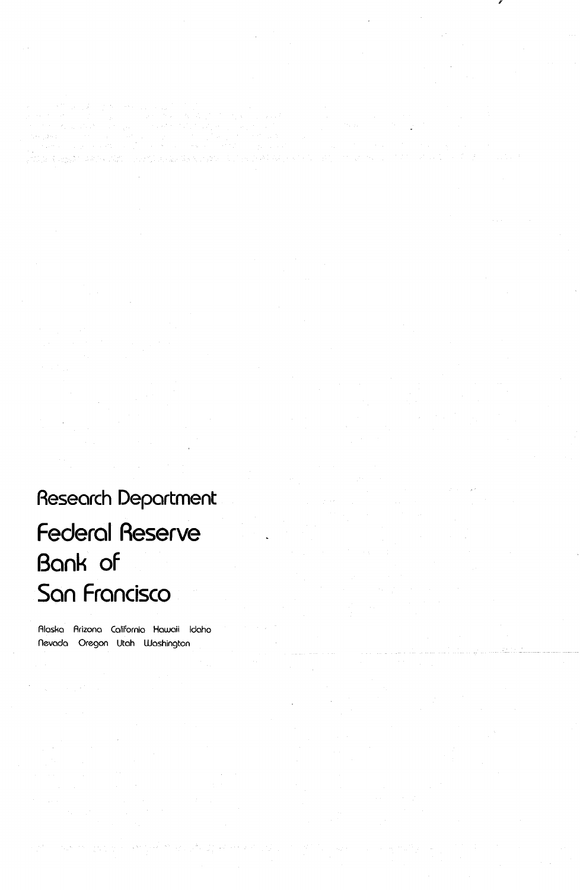Research Department

# Federal Reserve Bank of San Francisco

Alaska Arizona California Hawaii Idaho
Nevada Oregon Utah Washington